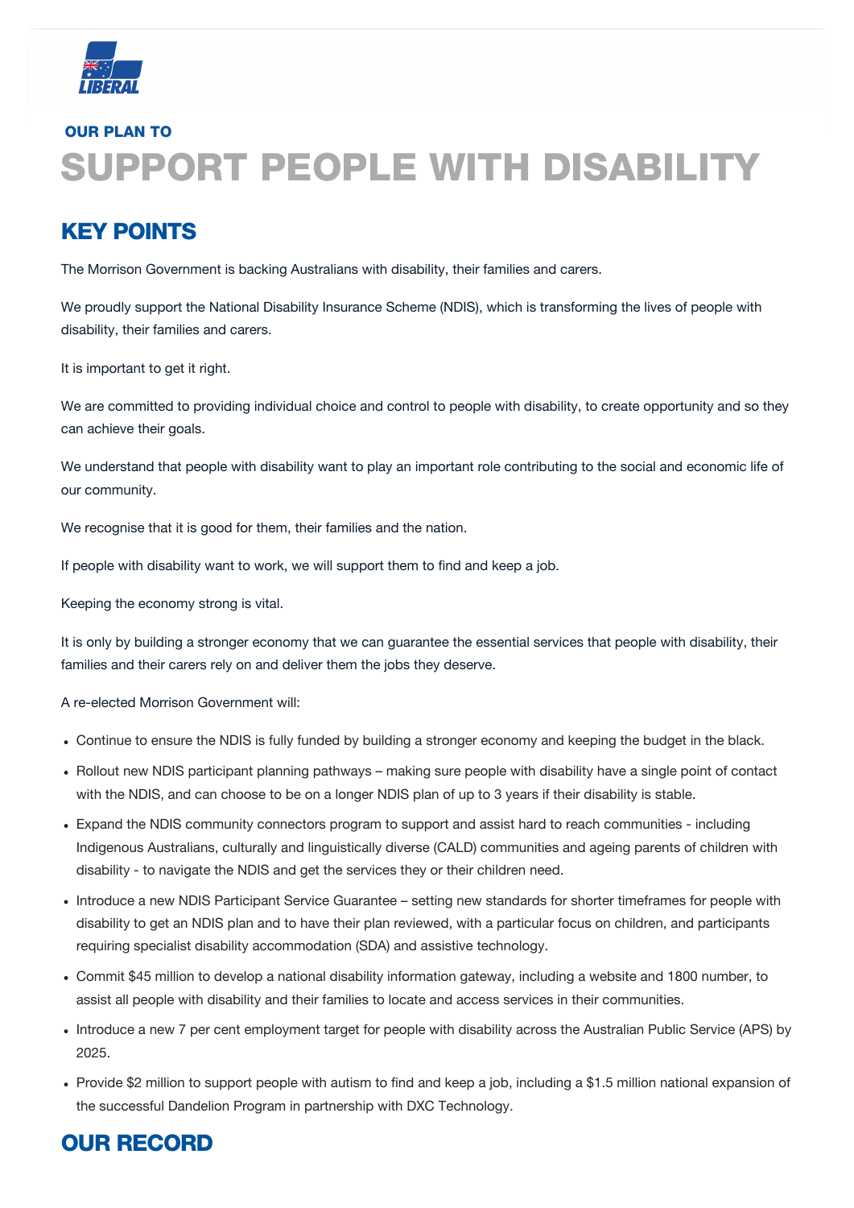OUR PLAN TO

# SUPPORT PEOPLE WITH DISABILITY

## KEY POINTS

The Morrison Government is backing Australians with disability, their families and carers.

We proudly support the National Disability Insurance Scheme (NDIS), which is transforming the lives of people with disability, their families and carers.

It is important to get it right.

We are committed to providing individual choice and control to people with disability, to create opportunity and so they can achieve their goals.

We understand that people with disability want to play an important role contributing to the social and economic life of our community.

We recognise that it is good for them, their families and the nation.

If people with disability want to work, we will support them to find and keep a job.

Keeping the economy strong is vital.

It is only by building a stronger economy that we can guarantee the essential services that people with disability, their families and their carers rely on and deliver them the jobs they deserve.

A re-elected Morrison Government will:

- Continue to ensure the NDIS is fully funded by building a stronger economy and keeping the budget in the black.
- Rollout new NDIS participant planning pathways – making sure people with disability have a single point of contact with the NDIS, and can choose to be on a longer NDIS plan of up to 3 years if their disability is stable.
- Expand the NDIS community connectors program to support and assist hard to reach communities - including Indigenous Australians, culturally and linguistically diverse (CALD) communities and ageing parents of children with disability - to navigate the NDIS and get the services they or their children need.
- Introduce a new NDIS Participant Service Guarantee – setting new standards for shorter timeframes for people with disability to get an NDIS plan and to have their plan reviewed, with a particular focus on children, and participants requiring specialist disability accommodation (SDA) and assistive technology.
- Commit $45 million to develop a national disability information gateway, including a website and 1800 number, to assist all people with disability and their families to locate and access services in their communities.
- Introduce a new 7 per cent employment target for people with disability across the Australian Public Service (APS) by 2025.
- Provide $2 million to support people with autism to find and keep a job, including a $1.5 million national expansion of the successful Dandelion Program in partnership with DXC Technology.

## OUR RECORD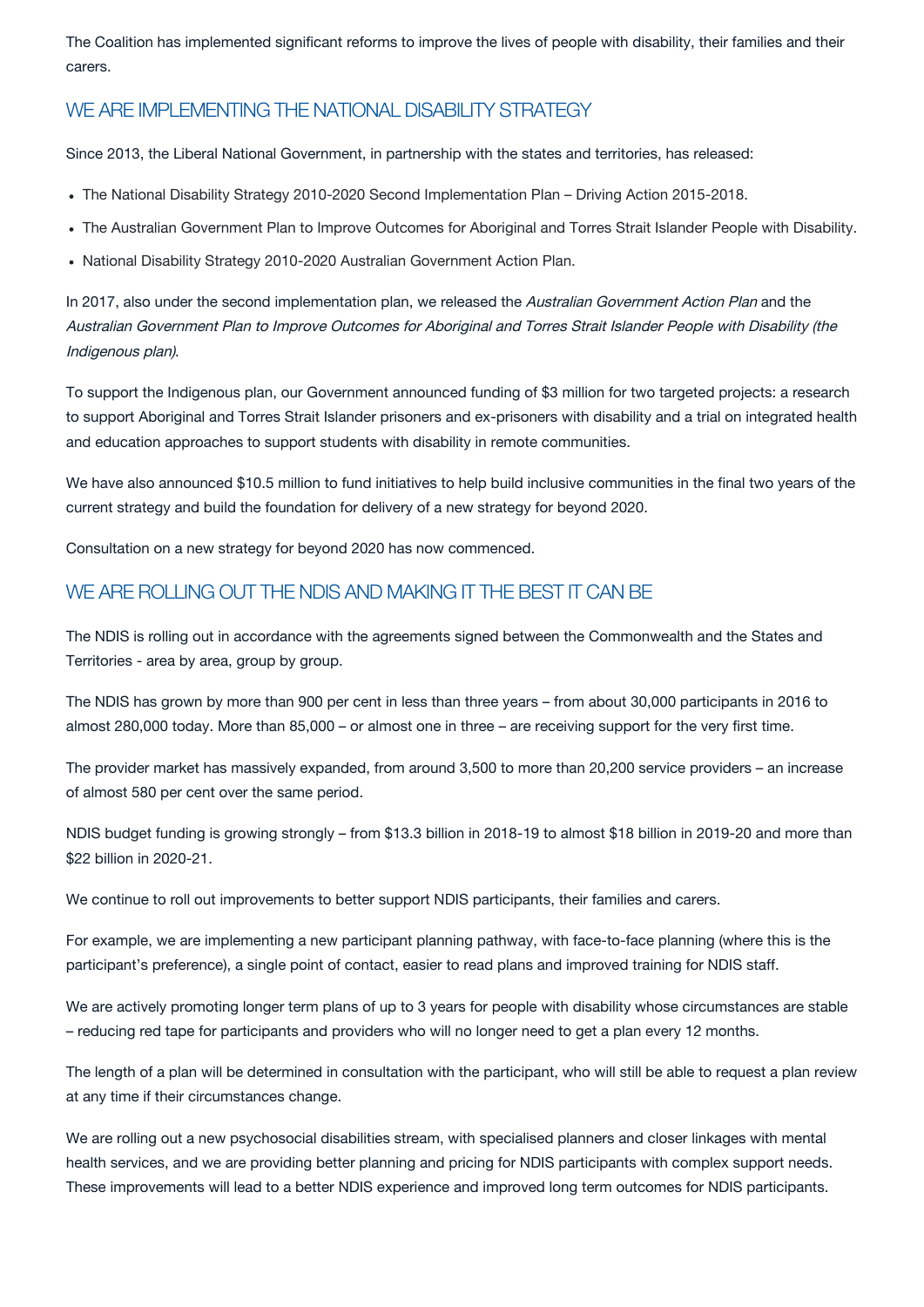The Coalition has implemented significant reforms to improve the lives of people with disability, their families and their carers.

## WE ARE IMPLEMENTING THE NATIONAL DISABILITY STRATEGY

Since 2013, the Liberal National Government, in partnership with the states and territories, has released:

- The National Disability Strategy 2010-2020 Second Implementation Plan – Driving Action 2015-2018.
- The Australian Government Plan to Improve Outcomes for Aboriginal and Torres Strait Islander People with Disability.
- National Disability Strategy 2010-2020 Australian Government Action Plan.

In 2017, also under the second implementation plan, we released the *Australian Government Action Plan* and the *Australian Government Plan to Improve Outcomes for Aboriginal and Torres Strait Islander People with Disability (the Indigenous plan)*.

To support the Indigenous plan, our Government announced funding of $3 million for two targeted projects: a research to support Aboriginal and Torres Strait Islander prisoners and ex-prisoners with disability and a trial on integrated health and education approaches to support students with disability in remote communities.

We have also announced $10.5 million to fund initiatives to help build inclusive communities in the final two years of the current strategy and build the foundation for delivery of a new strategy for beyond 2020.

Consultation on a new strategy for beyond 2020 has now commenced.

## WE ARE ROLLING OUT THE NDIS AND MAKING IT THE BEST IT CAN BE

The NDIS is rolling out in accordance with the agreements signed between the Commonwealth and the States and Territories - area by area, group by group.

The NDIS has grown by more than 900 per cent in less than three years – from about 30,000 participants in 2016 to almost 280,000 today. More than 85,000 – or almost one in three – are receiving support for the very first time.

The provider market has massively expanded, from around 3,500 to more than 20,200 service providers – an increase of almost 580 per cent over the same period.

NDIS budget funding is growing strongly – from $13.3 billion in 2018-19 to almost $18 billion in 2019-20 and more than $22 billion in 2020-21.

We continue to roll out improvements to better support NDIS participants, their families and carers.

For example, we are implementing a new participant planning pathway, with face-to-face planning (where this is the participant's preference), a single point of contact, easier to read plans and improved training for NDIS staff.

We are actively promoting longer term plans of up to 3 years for people with disability whose circumstances are stable – reducing red tape for participants and providers who will no longer need to get a plan every 12 months.

The length of a plan will be determined in consultation with the participant, who will still be able to request a plan review at any time if their circumstances change.

We are rolling out a new psychosocial disabilities stream, with specialised planners and closer linkages with mental health services, and we are providing better planning and pricing for NDIS participants with complex support needs. These improvements will lead to a better NDIS experience and improved long term outcomes for NDIS participants.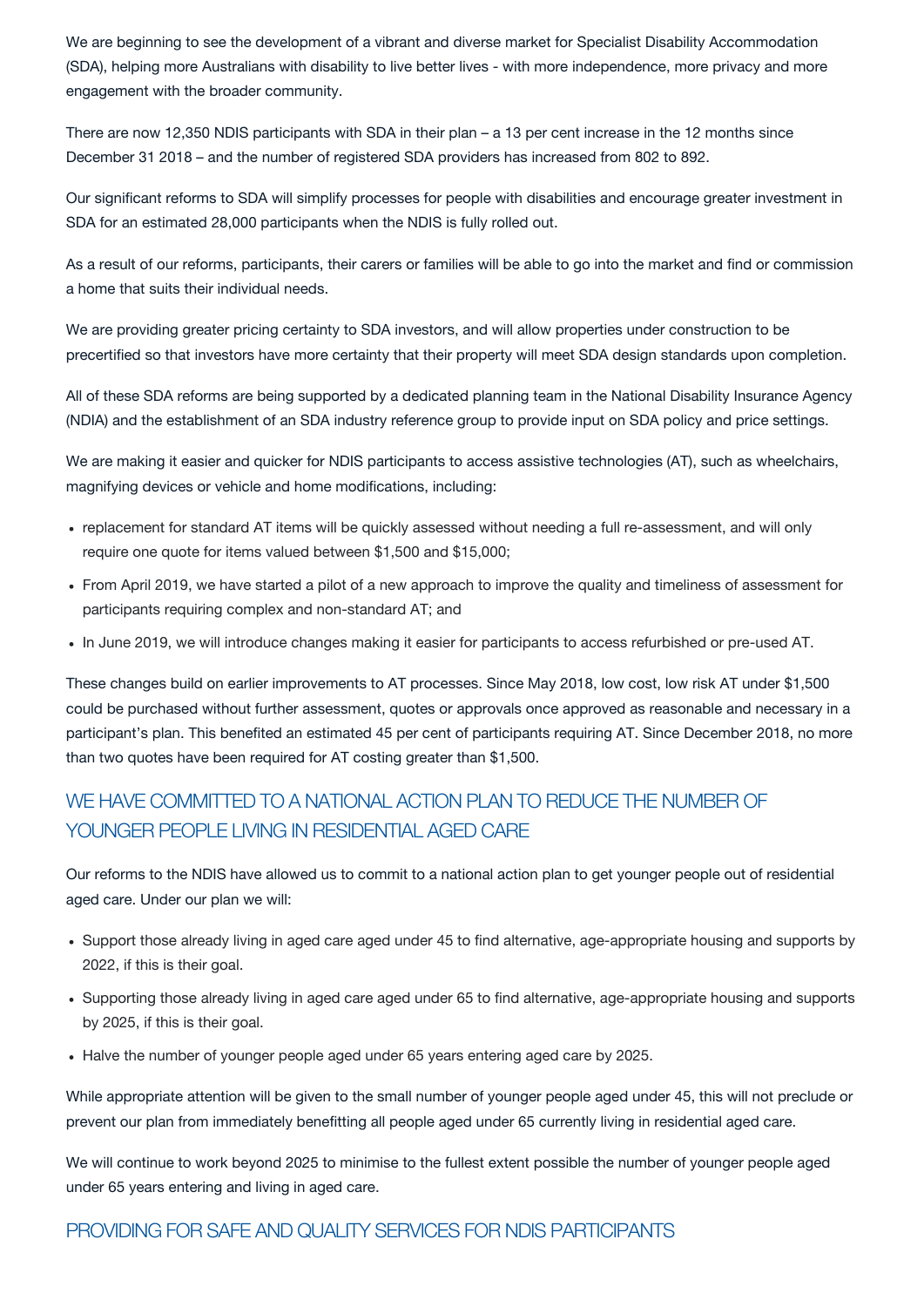We are beginning to see the development of a vibrant and diverse market for Specialist Disability Accommodation (SDA), helping more Australians with disability to live better lives - with more independence, more privacy and more engagement with the broader community.

There are now 12,350 NDIS participants with SDA in their plan – a 13 per cent increase in the 12 months since December 31 2018 – and the number of registered SDA providers has increased from 802 to 892.

Our significant reforms to SDA will simplify processes for people with disabilities and encourage greater investment in SDA for an estimated 28,000 participants when the NDIS is fully rolled out.

As a result of our reforms, participants, their carers or families will be able to go into the market and find or commission a home that suits their individual needs.

We are providing greater pricing certainty to SDA investors, and will allow properties under construction to be precertified so that investors have more certainty that their property will meet SDA design standards upon completion.

All of these SDA reforms are being supported by a dedicated planning team in the National Disability Insurance Agency (NDIA) and the establishment of an SDA industry reference group to provide input on SDA policy and price settings.

We are making it easier and quicker for NDIS participants to access assistive technologies (AT), such as wheelchairs, magnifying devices or vehicle and home modifications, including:

- replacement for standard AT items will be quickly assessed without needing a full re-assessment, and will only require one quote for items valued between $1,500 and $15,000;
- From April 2019, we have started a pilot of a new approach to improve the quality and timeliness of assessment for participants requiring complex and non-standard AT; and
- In June 2019, we will introduce changes making it easier for participants to access refurbished or pre-used AT.

These changes build on earlier improvements to AT processes. Since May 2018, low cost, low risk AT under $1,500 could be purchased without further assessment, quotes or approvals once approved as reasonable and necessary in a participant's plan. This benefited an estimated 45 per cent of participants requiring AT. Since December 2018, no more than two quotes have been required for AT costing greater than $1,500.

## WE HAVE COMMITTED TO A NATIONAL ACTION PLAN TO REDUCE THE NUMBER OF YOUNGER PEOPLE LIVING IN RESIDENTIAL AGED CARE

Our reforms to the NDIS have allowed us to commit to a national action plan to get younger people out of residential aged care. Under our plan we will:

- Support those already living in aged care aged under 45 to find alternative, age-appropriate housing and supports by 2022, if this is their goal.
- Supporting those already living in aged care aged under 65 to find alternative, age-appropriate housing and supports by 2025, if this is their goal.
- Halve the number of younger people aged under 65 years entering aged care by 2025.

While appropriate attention will be given to the small number of younger people aged under 45, this will not preclude or prevent our plan from immediately benefitting all people aged under 65 currently living in residential aged care.

We will continue to work beyond 2025 to minimise to the fullest extent possible the number of younger people aged under 65 years entering and living in aged care.

## PROVIDING FOR SAFE AND QUALITY SERVICES FOR NDIS PARTICIPANTS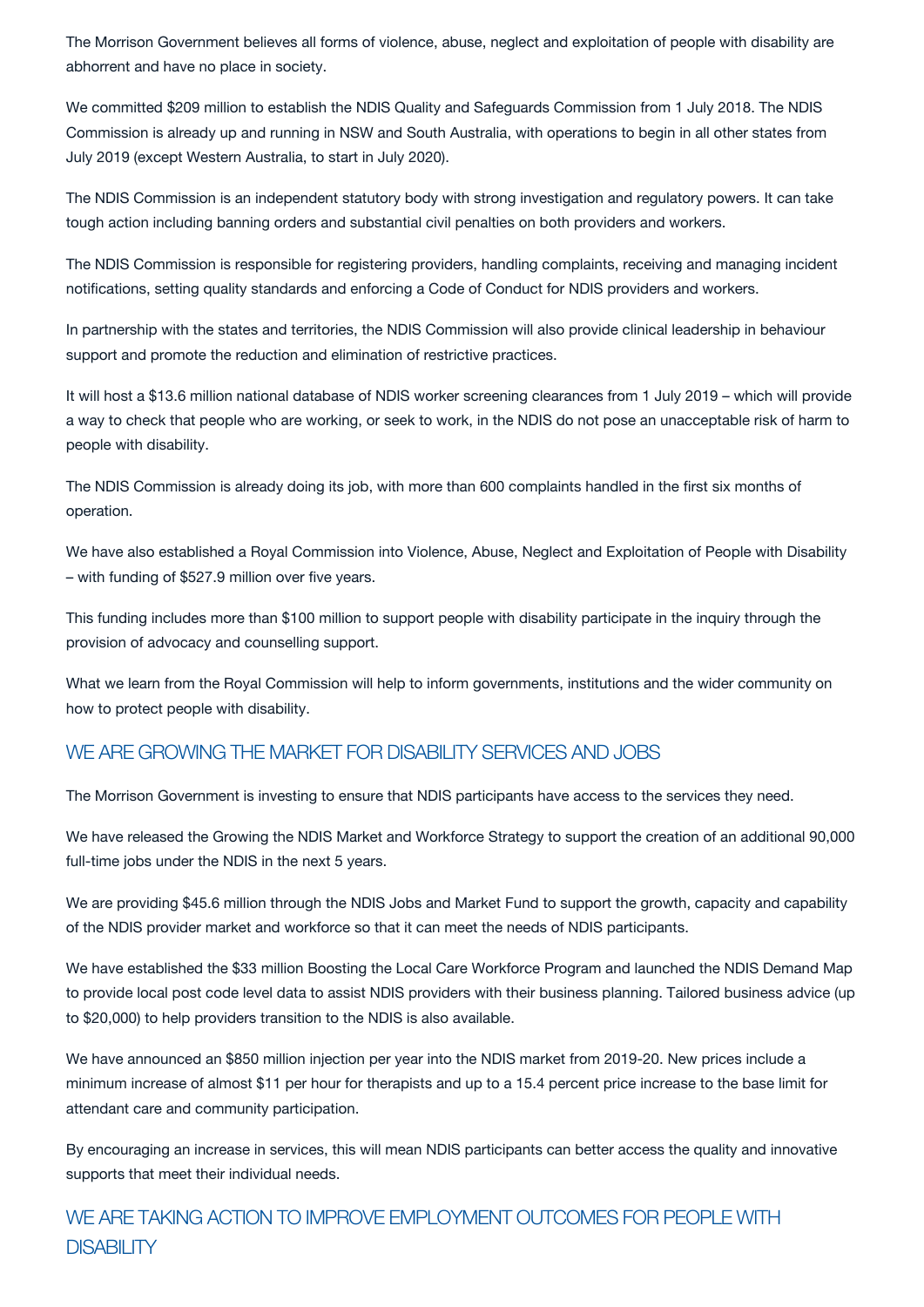The Morrison Government believes all forms of violence, abuse, neglect and exploitation of people with disability are abhorrent and have no place in society.

We committed $209 million to establish the NDIS Quality and Safeguards Commission from 1 July 2018. The NDIS Commission is already up and running in NSW and South Australia, with operations to begin in all other states from July 2019 (except Western Australia, to start in July 2020).

The NDIS Commission is an independent statutory body with strong investigation and regulatory powers. It can take tough action including banning orders and substantial civil penalties on both providers and workers.

The NDIS Commission is responsible for registering providers, handling complaints, receiving and managing incident notifications, setting quality standards and enforcing a Code of Conduct for NDIS providers and workers.

In partnership with the states and territories, the NDIS Commission will also provide clinical leadership in behaviour support and promote the reduction and elimination of restrictive practices.

It will host a $13.6 million national database of NDIS worker screening clearances from 1 July 2019 – which will provide a way to check that people who are working, or seek to work, in the NDIS do not pose an unacceptable risk of harm to people with disability.

The NDIS Commission is already doing its job, with more than 600 complaints handled in the first six months of operation.

We have also established a Royal Commission into Violence, Abuse, Neglect and Exploitation of People with Disability – with funding of $527.9 million over five years.

This funding includes more than $100 million to support people with disability participate in the inquiry through the provision of advocacy and counselling support.

What we learn from the Royal Commission will help to inform governments, institutions and the wider community on how to protect people with disability.

## WE ARE GROWING THE MARKET FOR DISABILITY SERVICES AND JOBS

The Morrison Government is investing to ensure that NDIS participants have access to the services they need.

We have released the Growing the NDIS Market and Workforce Strategy to support the creation of an additional 90,000 full-time jobs under the NDIS in the next 5 years.

We are providing $45.6 million through the NDIS Jobs and Market Fund to support the growth, capacity and capability of the NDIS provider market and workforce so that it can meet the needs of NDIS participants.

We have established the $33 million Boosting the Local Care Workforce Program and launched the NDIS Demand Map to provide local post code level data to assist NDIS providers with their business planning. Tailored business advice (up to $20,000) to help providers transition to the NDIS is also available.

We have announced an $850 million injection per year into the NDIS market from 2019-20. New prices include a minimum increase of almost $11 per hour for therapists and up to a 15.4 percent price increase to the base limit for attendant care and community participation.

By encouraging an increase in services, this will mean NDIS participants can better access the quality and innovative supports that meet their individual needs.

## WE ARE TAKING ACTION TO IMPROVE EMPLOYMENT OUTCOMES FOR PEOPLE WITH DISABILITY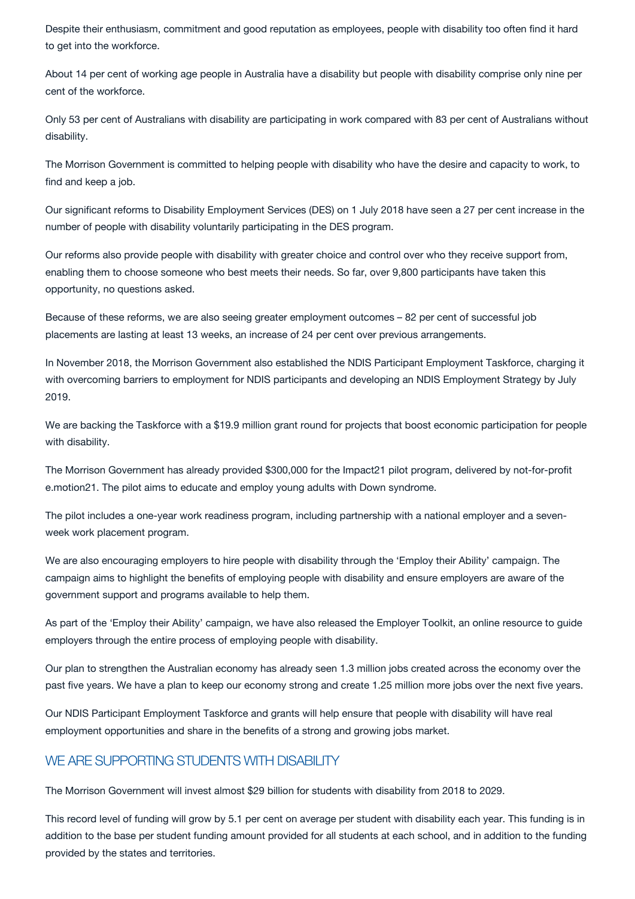Despite their enthusiasm, commitment and good reputation as employees, people with disability too often find it hard to get into the workforce.

About 14 per cent of working age people in Australia have a disability but people with disability comprise only nine per cent of the workforce.

Only 53 per cent of Australians with disability are participating in work compared with 83 per cent of Australians without disability.

The Morrison Government is committed to helping people with disability who have the desire and capacity to work, to find and keep a job.

Our significant reforms to Disability Employment Services (DES) on 1 July 2018 have seen a 27 per cent increase in the number of people with disability voluntarily participating in the DES program.

Our reforms also provide people with disability with greater choice and control over who they receive support from, enabling them to choose someone who best meets their needs. So far, over 9,800 participants have taken this opportunity, no questions asked.

Because of these reforms, we are also seeing greater employment outcomes – 82 per cent of successful job placements are lasting at least 13 weeks, an increase of 24 per cent over previous arrangements.

In November 2018, the Morrison Government also established the NDIS Participant Employment Taskforce, charging it with overcoming barriers to employment for NDIS participants and developing an NDIS Employment Strategy by July 2019.

We are backing the Taskforce with a $19.9 million grant round for projects that boost economic participation for people with disability.

The Morrison Government has already provided $300,000 for the Impact21 pilot program, delivered by not-for-profit e.motion21. The pilot aims to educate and employ young adults with Down syndrome.

The pilot includes a one-year work readiness program, including partnership with a national employer and a seven-week work placement program.

We are also encouraging employers to hire people with disability through the 'Employ their Ability' campaign. The campaign aims to highlight the benefits of employing people with disability and ensure employers are aware of the government support and programs available to help them.

As part of the 'Employ their Ability' campaign, we have also released the Employer Toolkit, an online resource to guide employers through the entire process of employing people with disability.

Our plan to strengthen the Australian economy has already seen 1.3 million jobs created across the economy over the past five years. We have a plan to keep our economy strong and create 1.25 million more jobs over the next five years.

Our NDIS Participant Employment Taskforce and grants will help ensure that people with disability will have real employment opportunities and share in the benefits of a strong and growing jobs market.

## WE ARE SUPPORTING STUDENTS WITH DISABILITY

The Morrison Government will invest almost $29 billion for students with disability from 2018 to 2029.

This record level of funding will grow by 5.1 per cent on average per student with disability each year. This funding is in addition to the base per student funding amount provided for all students at each school, and in addition to the funding provided by the states and territories.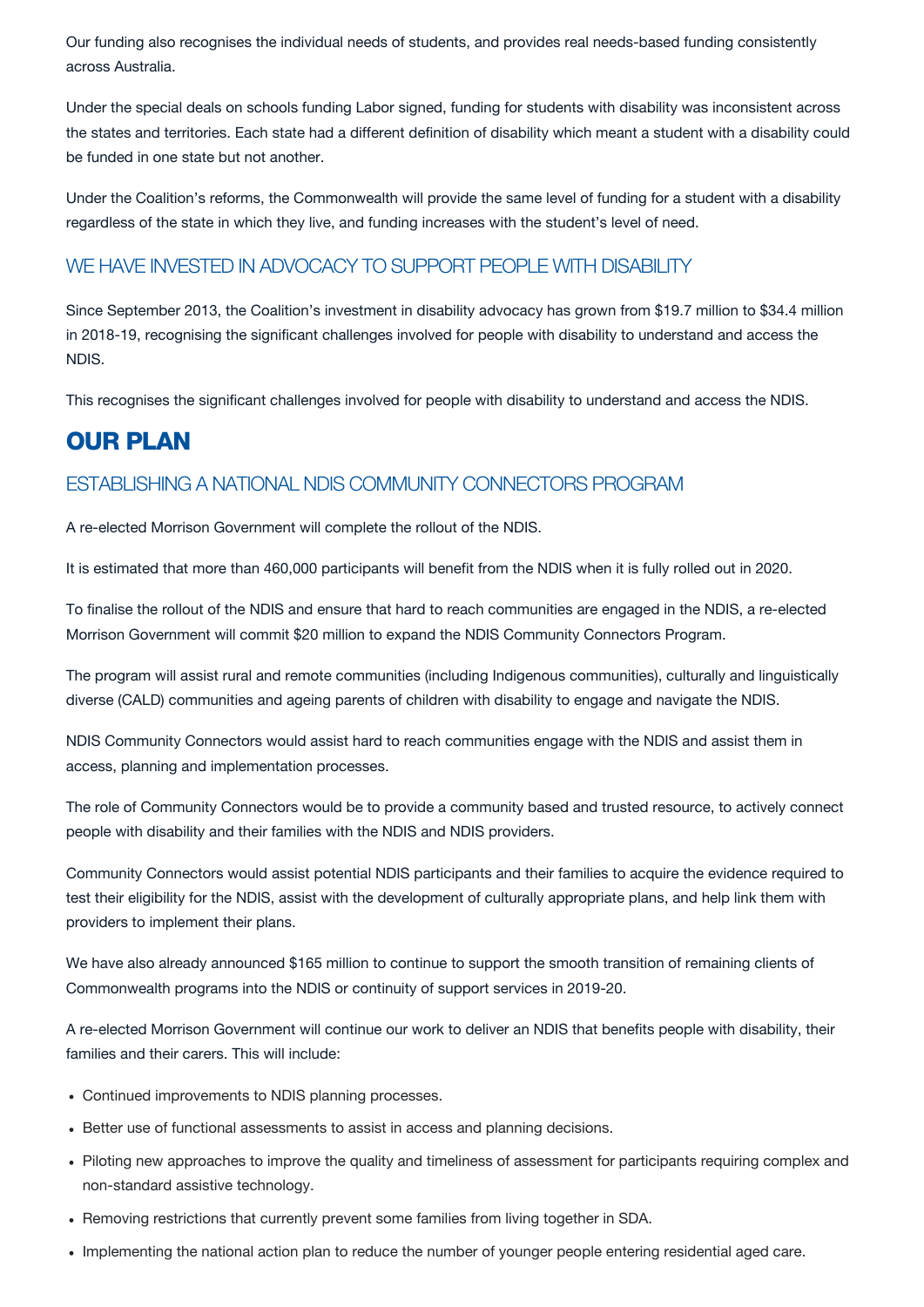Our funding also recognises the individual needs of students, and provides real needs-based funding consistently across Australia.

Under the special deals on schools funding Labor signed, funding for students with disability was inconsistent across the states and territories. Each state had a different definition of disability which meant a student with a disability could be funded in one state but not another.

Under the Coalition's reforms, the Commonwealth will provide the same level of funding for a student with a disability regardless of the state in which they live, and funding increases with the student's level of need.

### WE HAVE INVESTED IN ADVOCACY TO SUPPORT PEOPLE WITH DISABILITY

Since September 2013, the Coalition's investment in disability advocacy has grown from $19.7 million to $34.4 million in 2018-19, recognising the significant challenges involved for people with disability to understand and access the NDIS.

This recognises the significant challenges involved for people with disability to understand and access the NDIS.

## OUR PLAN

### ESTABLISHING A NATIONAL NDIS COMMUNITY CONNECTORS PROGRAM

A re-elected Morrison Government will complete the rollout of the NDIS.

It is estimated that more than 460,000 participants will benefit from the NDIS when it is fully rolled out in 2020.

To finalise the rollout of the NDIS and ensure that hard to reach communities are engaged in the NDIS, a re-elected Morrison Government will commit $20 million to expand the NDIS Community Connectors Program.

The program will assist rural and remote communities (including Indigenous communities), culturally and linguistically diverse (CALD) communities and ageing parents of children with disability to engage and navigate the NDIS.

NDIS Community Connectors would assist hard to reach communities engage with the NDIS and assist them in access, planning and implementation processes.

The role of Community Connectors would be to provide a community based and trusted resource, to actively connect people with disability and their families with the NDIS and NDIS providers.

Community Connectors would assist potential NDIS participants and their families to acquire the evidence required to test their eligibility for the NDIS, assist with the development of culturally appropriate plans, and help link them with providers to implement their plans.

We have also already announced $165 million to continue to support the smooth transition of remaining clients of Commonwealth programs into the NDIS or continuity of support services in 2019-20.

A re-elected Morrison Government will continue our work to deliver an NDIS that benefits people with disability, their families and their carers. This will include:

- Continued improvements to NDIS planning processes.
- Better use of functional assessments to assist in access and planning decisions.
- Piloting new approaches to improve the quality and timeliness of assessment for participants requiring complex and non-standard assistive technology.
- Removing restrictions that currently prevent some families from living together in SDA.
- Implementing the national action plan to reduce the number of younger people entering residential aged care.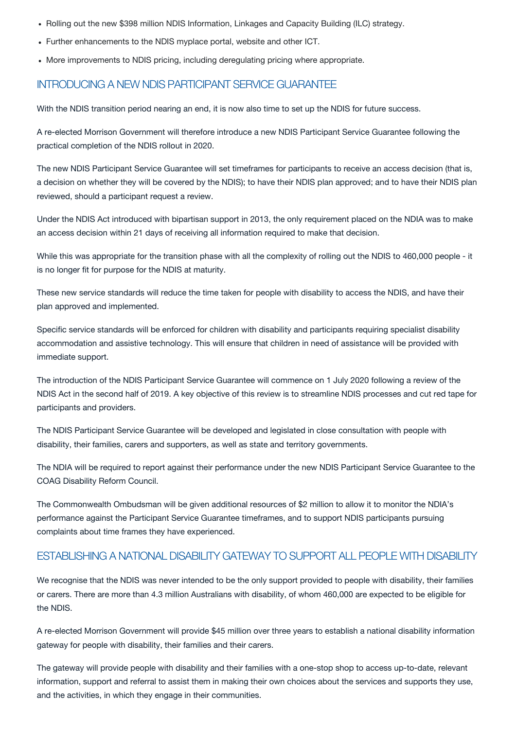- Rolling out the new $398 million NDIS Information, Linkages and Capacity Building (ILC) strategy.
- Further enhancements to the NDIS myplace portal, website and other ICT.
- More improvements to NDIS pricing, including deregulating pricing where appropriate.

## INTRODUCING A NEW NDIS PARTICIPANT SERVICE GUARANTEE

With the NDIS transition period nearing an end, it is now also time to set up the NDIS for future success.

A re-elected Morrison Government will therefore introduce a new NDIS Participant Service Guarantee following the practical completion of the NDIS rollout in 2020.

The new NDIS Participant Service Guarantee will set timeframes for participants to receive an access decision (that is, a decision on whether they will be covered by the NDIS); to have their NDIS plan approved; and to have their NDIS plan reviewed, should a participant request a review.

Under the NDIS Act introduced with bipartisan support in 2013, the only requirement placed on the NDIA was to make an access decision within 21 days of receiving all information required to make that decision.

While this was appropriate for the transition phase with all the complexity of rolling out the NDIS to 460,000 people - it is no longer fit for purpose for the NDIS at maturity.

These new service standards will reduce the time taken for people with disability to access the NDIS, and have their plan approved and implemented.

Specific service standards will be enforced for children with disability and participants requiring specialist disability accommodation and assistive technology. This will ensure that children in need of assistance will be provided with immediate support.

The introduction of the NDIS Participant Service Guarantee will commence on 1 July 2020 following a review of the NDIS Act in the second half of 2019. A key objective of this review is to streamline NDIS processes and cut red tape for participants and providers.

The NDIS Participant Service Guarantee will be developed and legislated in close consultation with people with disability, their families, carers and supporters, as well as state and territory governments.

The NDIA will be required to report against their performance under the new NDIS Participant Service Guarantee to the COAG Disability Reform Council.

The Commonwealth Ombudsman will be given additional resources of $2 million to allow it to monitor the NDIA's performance against the Participant Service Guarantee timeframes, and to support NDIS participants pursuing complaints about time frames they have experienced.

## ESTABLISHING A NATIONAL DISABILITY GATEWAY TO SUPPORT ALL PEOPLE WITH DISABILITY

We recognise that the NDIS was never intended to be the only support provided to people with disability, their families or carers. There are more than 4.3 million Australians with disability, of whom 460,000 are expected to be eligible for the NDIS.

A re-elected Morrison Government will provide $45 million over three years to establish a national disability information gateway for people with disability, their families and their carers.

The gateway will provide people with disability and their families with a one-stop shop to access up-to-date, relevant information, support and referral to assist them in making their own choices about the services and supports they use, and the activities, in which they engage in their communities.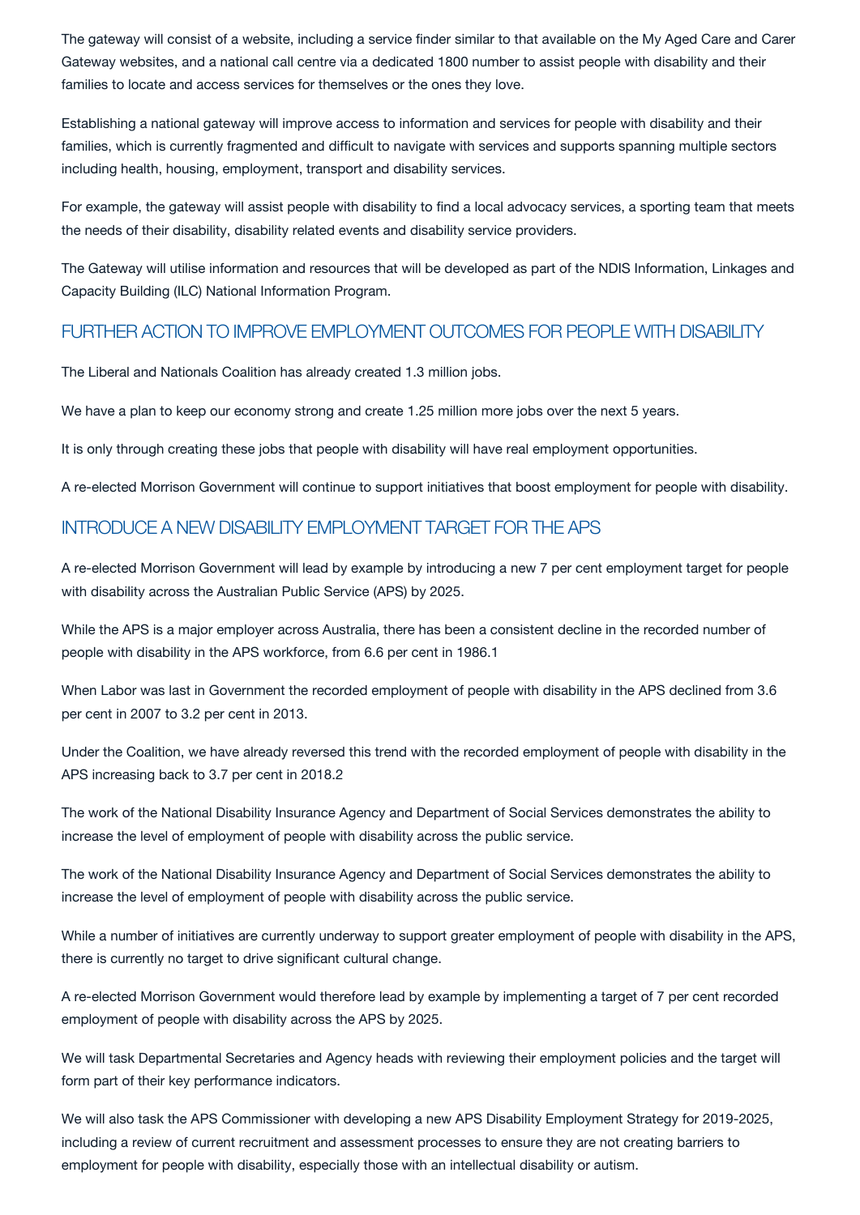The gateway will consist of a website, including a service finder similar to that available on the My Aged Care and Carer Gateway websites, and a national call centre via a dedicated 1800 number to assist people with disability and their families to locate and access services for themselves or the ones they love.

Establishing a national gateway will improve access to information and services for people with disability and their families, which is currently fragmented and difficult to navigate with services and supports spanning multiple sectors including health, housing, employment, transport and disability services.

For example, the gateway will assist people with disability to find a local advocacy services, a sporting team that meets the needs of their disability, disability related events and disability service providers.

The Gateway will utilise information and resources that will be developed as part of the NDIS Information, Linkages and Capacity Building (ILC) National Information Program.

## FURTHER ACTION TO IMPROVE EMPLOYMENT OUTCOMES FOR PEOPLE WITH DISABILITY

The Liberal and Nationals Coalition has already created 1.3 million jobs.

We have a plan to keep our economy strong and create 1.25 million more jobs over the next 5 years.

It is only through creating these jobs that people with disability will have real employment opportunities.

A re-elected Morrison Government will continue to support initiatives that boost employment for people with disability.

## INTRODUCE A NEW DISABILITY EMPLOYMENT TARGET FOR THE APS

A re-elected Morrison Government will lead by example by introducing a new 7 per cent employment target for people with disability across the Australian Public Service (APS) by 2025.

While the APS is a major employer across Australia, there has been a consistent decline in the recorded number of people with disability in the APS workforce, from 6.6 per cent in 1986.[1]

When Labor was last in Government the recorded employment of people with disability in the APS declined from 3.6 per cent in 2007 to 3.2 per cent in 2013.

Under the Coalition, we have already reversed this trend with the recorded employment of people with disability in the APS increasing back to 3.7 per cent in 2018.[2]

The work of the National Disability Insurance Agency and Department of Social Services demonstrates the ability to increase the level of employment of people with disability across the public service.

The work of the National Disability Insurance Agency and Department of Social Services demonstrates the ability to increase the level of employment of people with disability across the public service.

While a number of initiatives are currently underway to support greater employment of people with disability in the APS, there is currently no target to drive significant cultural change.

A re-elected Morrison Government would therefore lead by example by implementing a target of 7 per cent recorded employment of people with disability across the APS by 2025.

We will task Departmental Secretaries and Agency heads with reviewing their employment policies and the target will form part of their key performance indicators.

We will also task the APS Commissioner with developing a new APS Disability Employment Strategy for 2019-2025, including a review of current recruitment and assessment processes to ensure they are not creating barriers to employment for people with disability, especially those with an intellectual disability or autism.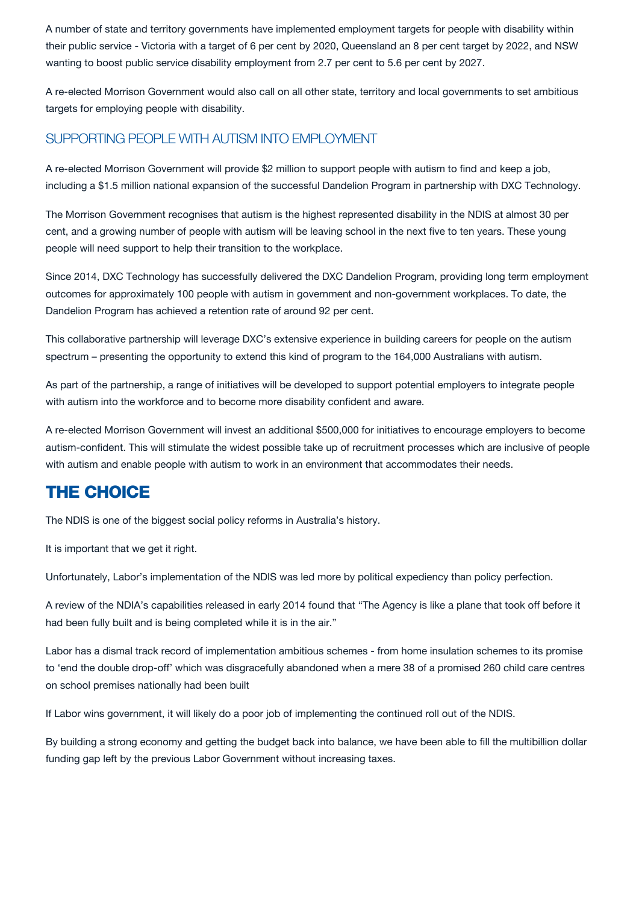A number of state and territory governments have implemented employment targets for people with disability within their public service - Victoria with a target of 6 per cent by 2020, Queensland an 8 per cent target by 2022, and NSW wanting to boost public service disability employment from 2.7 per cent to 5.6 per cent by 2027.

A re-elected Morrison Government would also call on all other state, territory and local governments to set ambitious targets for employing people with disability.

### SUPPORTING PEOPLE WITH AUTISM INTO EMPLOYMENT

A re-elected Morrison Government will provide $2 million to support people with autism to find and keep a job, including a $1.5 million national expansion of the successful Dandelion Program in partnership with DXC Technology.

The Morrison Government recognises that autism is the highest represented disability in the NDIS at almost 30 per cent, and a growing number of people with autism will be leaving school in the next five to ten years. These young people will need support to help their transition to the workplace.

Since 2014, DXC Technology has successfully delivered the DXC Dandelion Program, providing long term employment outcomes for approximately 100 people with autism in government and non-government workplaces. To date, the Dandelion Program has achieved a retention rate of around 92 per cent.

This collaborative partnership will leverage DXC's extensive experience in building careers for people on the autism spectrum – presenting the opportunity to extend this kind of program to the 164,000 Australians with autism.

As part of the partnership, a range of initiatives will be developed to support potential employers to integrate people with autism into the workforce and to become more disability confident and aware.

A re-elected Morrison Government will invest an additional $500,000 for initiatives to encourage employers to become autism-confident. This will stimulate the widest possible take up of recruitment processes which are inclusive of people with autism and enable people with autism to work in an environment that accommodates their needs.

## THE CHOICE

The NDIS is one of the biggest social policy reforms in Australia's history.

It is important that we get it right.

Unfortunately, Labor's implementation of the NDIS was led more by political expediency than policy perfection.

A review of the NDIA's capabilities released in early 2014 found that "The Agency is like a plane that took off before it had been fully built and is being completed while it is in the air."

Labor has a dismal track record of implementation ambitious schemes - from home insulation schemes to its promise to 'end the double drop-off' which was disgracefully abandoned when a mere 38 of a promised 260 child care centres on school premises nationally had been built

If Labor wins government, it will likely do a poor job of implementing the continued roll out of the NDIS.

By building a strong economy and getting the budget back into balance, we have been able to fill the multibillion dollar funding gap left by the previous Labor Government without increasing taxes.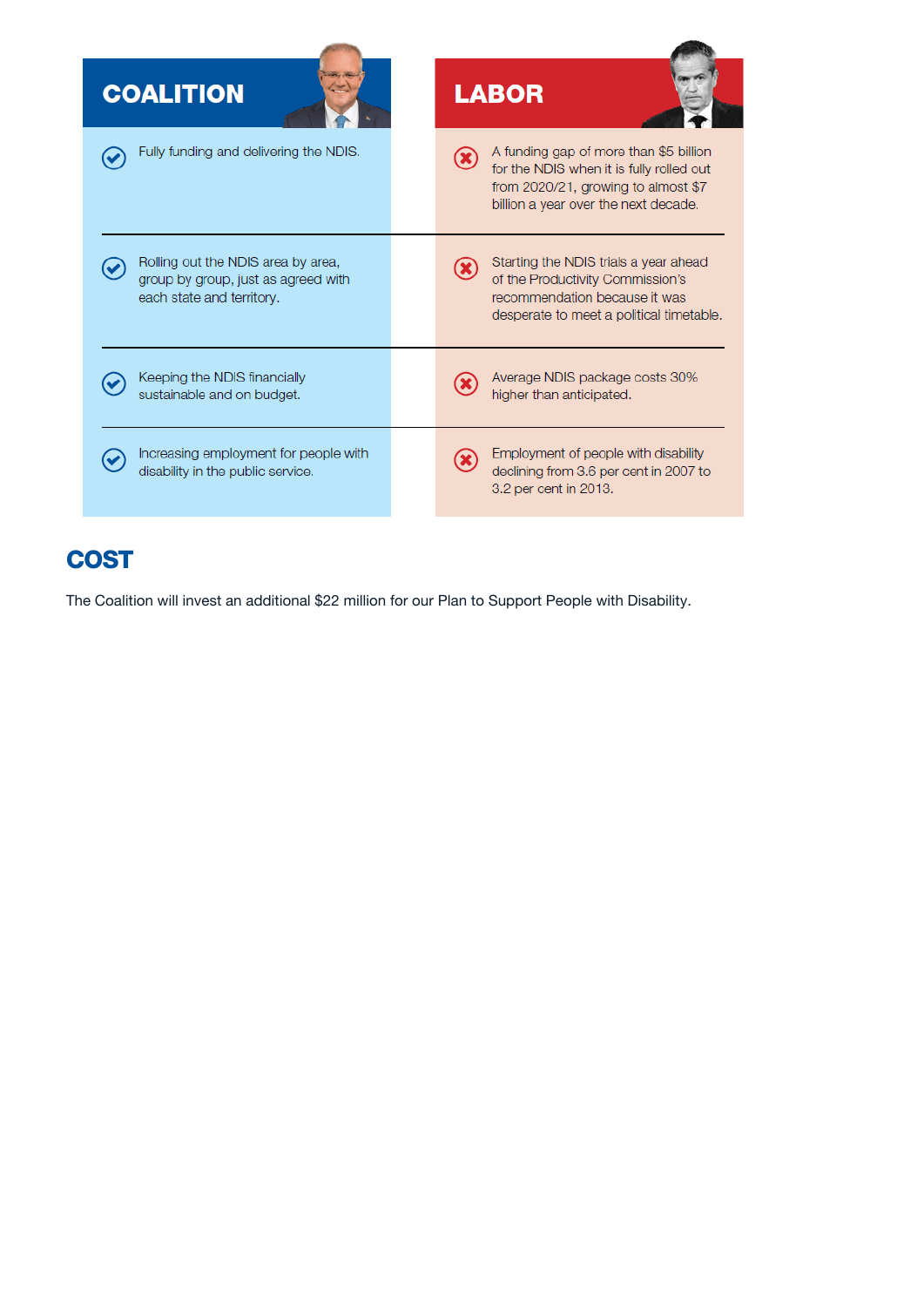| COALITION | LABOR |
|---|---|
| Fully funding and delivering the NDIS. | A funding gap of more than $5 billion for the NDIS when it is fully rolled out from 2020/21, growing to almost $7 billion a year over the next decade. |
| Rolling out the NDIS area by area, group by group, just as agreed with each state and territory. | Starting the NDIS trials a year ahead of the Productivity Commission's recommendation because it was desperate to meet a political timetable. |
| Keeping the NDIS financially sustainable and on budget. | Average NDIS package costs 30% higher than anticipated. |
| Increasing employment for people with disability in the public service. | Employment of people with disability declining from 3.6 per cent in 2007 to 3.2 per cent in 2013. |

## COST

The Coalition will invest an additional $22 million for our Plan to Support People with Disability.